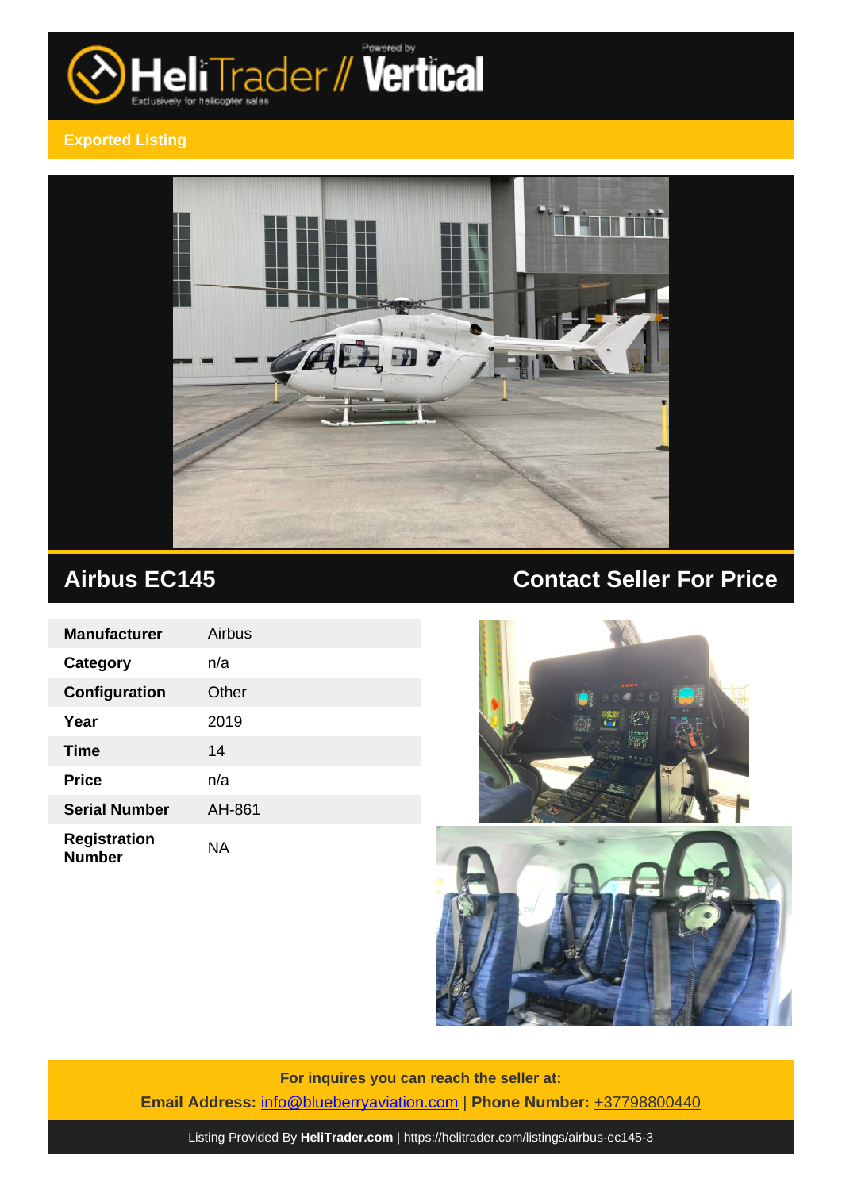HeliTrader // Vertical

Exclusively for helicopter sales

Powered by

**Exported Listing**

## Airbus EC145

## Contact Seller For Price

| | |
|---|---|
| **Manufacturer** | Airbus |
| **Category** | n/a |
| **Configuration** | Other |
| **Year** | 2019 |
| **Time** | 14 |
| **Price** | n/a |
| **Serial Number** | AH-861 |
| **Registration Number** | NA |

**For inquires you can reach the seller at:**

**Email Address:** [info@blueberryaviation.com](mailto:info@blueberryaviation.com) | **Phone Number:** +37798800440

Listing Provided By **HeliTrader.com** | https://helitrader.com/listings/airbus-ec145-3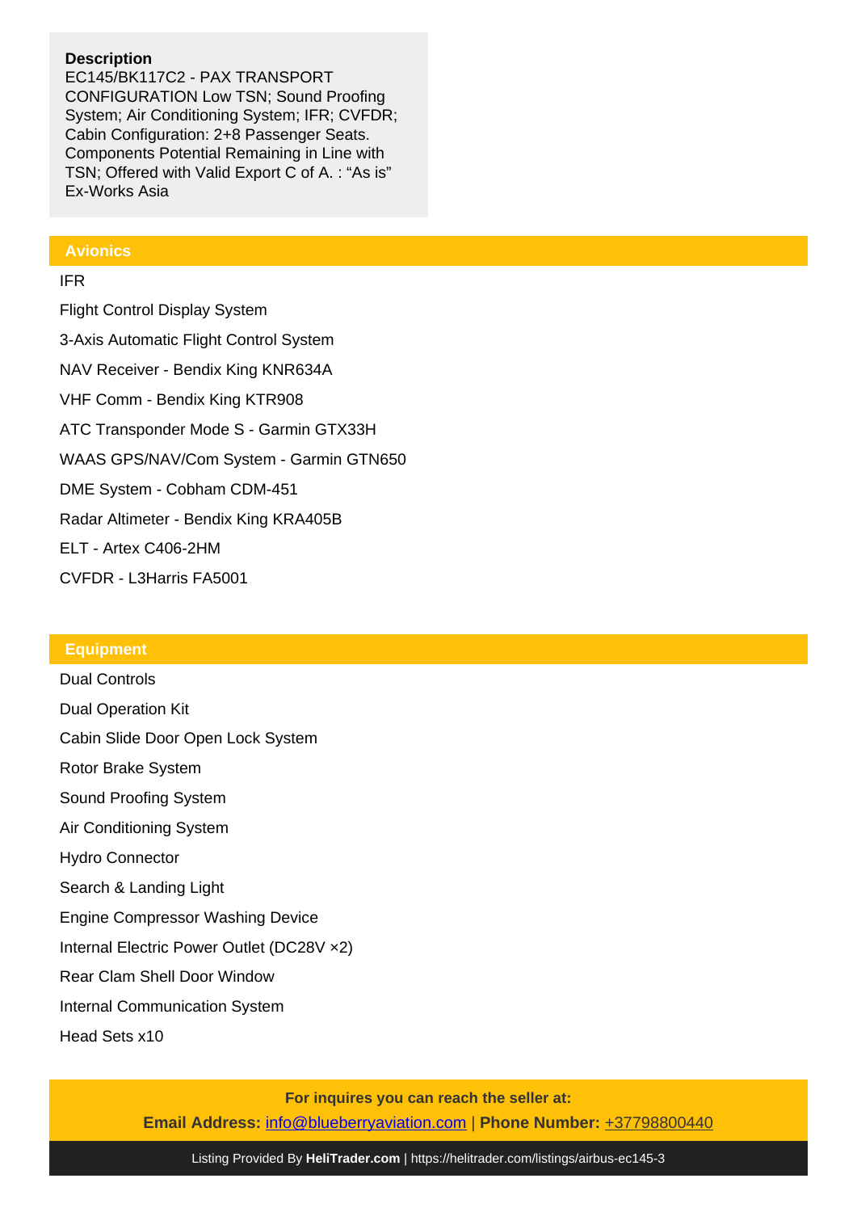**Description**
EC145/BK117C2 - PAX TRANSPORT CONFIGURATION Low TSN; Sound Proofing System; Air Conditioning System; IFR; CVFDR; Cabin Configuration: 2+8 Passenger Seats. Components Potential Remaining in Line with TSN; Offered with Valid Export C of A. : “As is” Ex-Works Asia

## Avionics

IFR

Flight Control Display System

3-Axis Automatic Flight Control System

NAV Receiver - Bendix King KNR634A

VHF Comm - Bendix King KTR908

ATC Transponder Mode S - Garmin GTX33H

WAAS GPS/NAV/Com System - Garmin GTN650

DME System - Cobham CDM-451

Radar Altimeter - Bendix King KRA405B

ELT - Artex C406-2HM

CVFDR - L3Harris FA5001

## Equipment

Dual Controls

Dual Operation Kit

Cabin Slide Door Open Lock System

Rotor Brake System

Sound Proofing System

Air Conditioning System

Hydro Connector

Search & Landing Light

Engine Compressor Washing Device

Internal Electric Power Outlet (DC28V ×2)

Rear Clam Shell Door Window

Internal Communication System

Head Sets x10

**For inquires you can reach the seller at:**

**Email Address:** info@blueberryaviation.com | **Phone Number:** +37798800440

Listing Provided By **HeliTrader.com** | https://helitrader.com/listings/airbus-ec145-3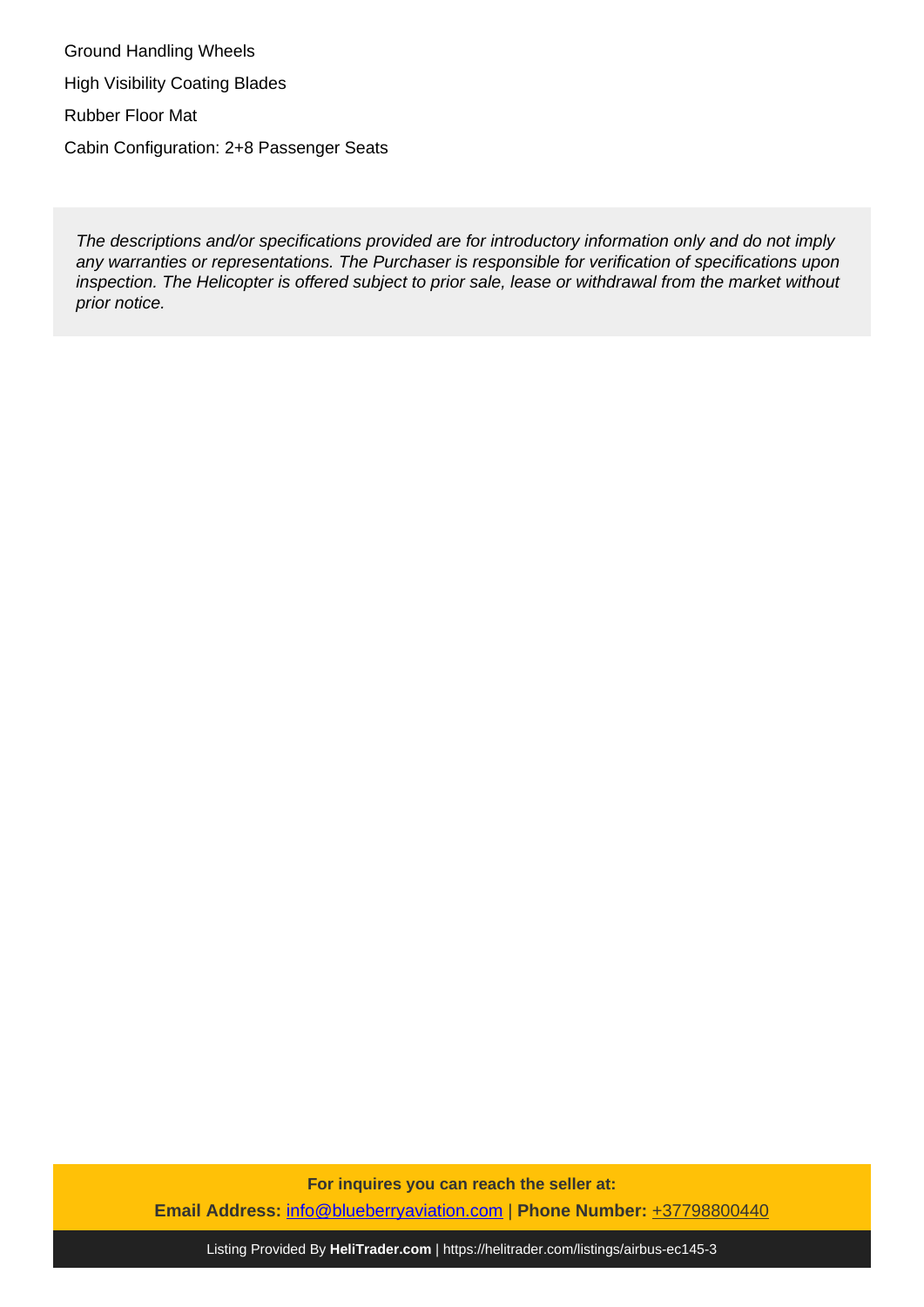Ground Handling Wheels

High Visibility Coating Blades

Rubber Floor Mat

Cabin Configuration: 2+8 Passenger Seats

*The descriptions and/or specifications provided are for introductory information only and do not imply any warranties or representations. The Purchaser is responsible for verification of specifications upon inspection. The Helicopter is offered subject to prior sale, lease or withdrawal from the market without prior notice.*

**For inquires you can reach the seller at:**

**Email Address:** info@blueberryaviation.com | **Phone Number:** +37798800440

Listing Provided By **HeliTrader.com** | https://helitrader.com/listings/airbus-ec145-3